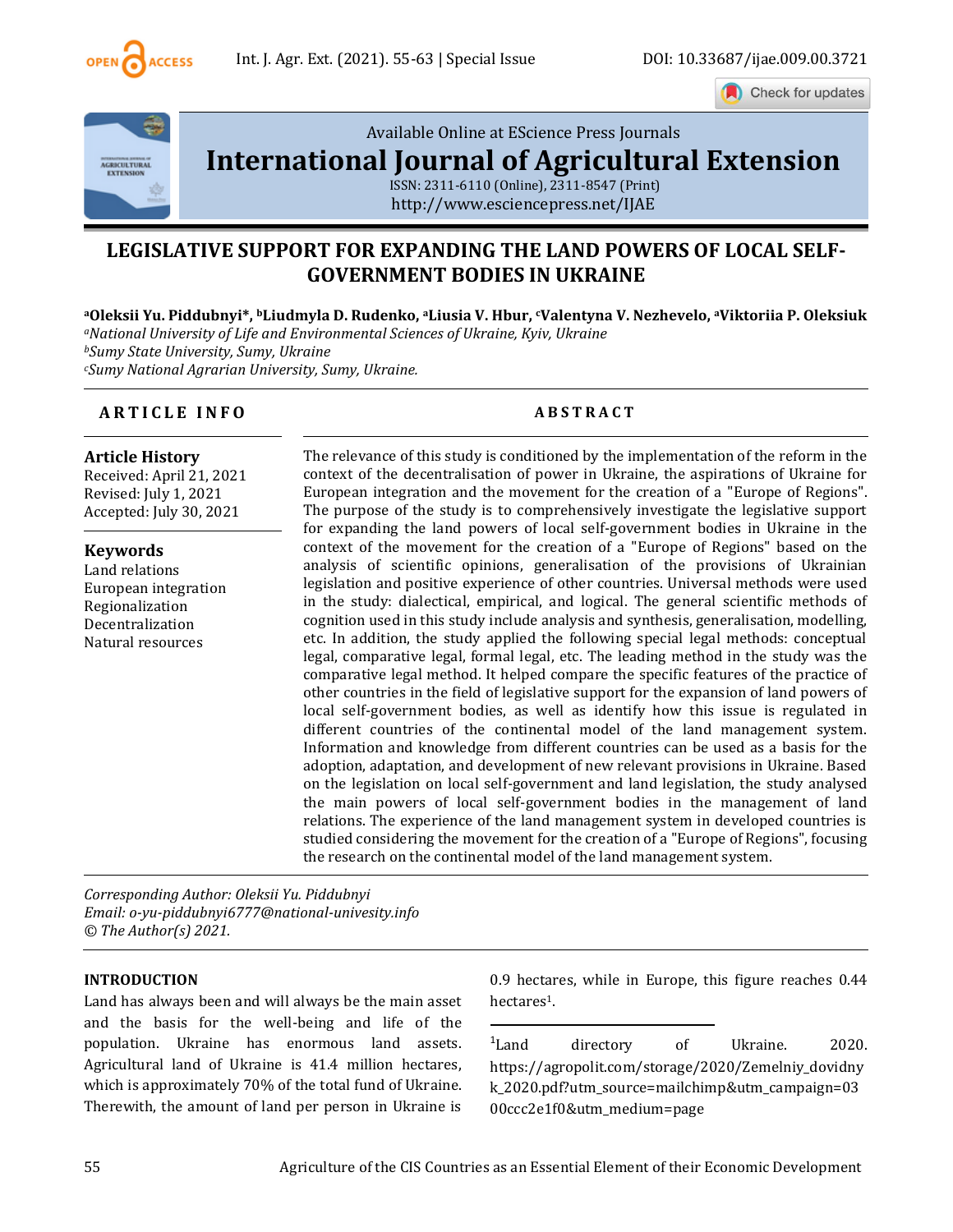Available Online at EScience Press Journals

# International Journal of Agricultural Extension

ISSN: 2311-6110 (Online), 2311-8547 (Print)
http://www.esciencepress.net/IJAE

## LEGISLATIVE SUPPORT FOR EXPANDING THE LAND POWERS OF LOCAL SELF-GOVERNMENT BODIES IN UKRAINE

**[a]Oleksii Yu. Piddubnyi\*, [b]Liudmyla D. Rudenko, [a]Liusia V. Hbur, [c]Valentyna V. Nezhevelo, [a]Viktoriia P. Oleksiuk**

*[a]National University of Life and Environmental Sciences of Ukraine, Kyiv, Ukraine*
*[b]Sumy State University, Sumy, Ukraine*
*[c]Sumy National Agrarian University, Sumy, Ukraine.*

### ARTICLE INFO

**Article History**
Received: April 21, 2021
Revised: July 1, 2021
Accepted: July 30, 2021

**Keywords**
Land relations
European integration
Regionalization
Decentralization
Natural resources

### ABSTRACT

The relevance of this study is conditioned by the implementation of the reform in the context of the decentralisation of power in Ukraine, the aspirations of Ukraine for European integration and the movement for the creation of a "Europe of Regions". The purpose of the study is to comprehensively investigate the legislative support for expanding the land powers of local self-government bodies in Ukraine in the context of the movement for the creation of a "Europe of Regions" based on the analysis of scientific opinions, generalisation of the provisions of Ukrainian legislation and positive experience of other countries. Universal methods were used in the study: dialectical, empirical, and logical. The general scientific methods of cognition used in this study include analysis and synthesis, generalisation, modelling, etc. In addition, the study applied the following special legal methods: conceptual legal, comparative legal, formal legal, etc. The leading method in the study was the comparative legal method. It helped compare the specific features of the practice of other countries in the field of legislative support for the expansion of land powers of local self-government bodies, as well as identify how this issue is regulated in different countries of the continental model of the land management system. Information and knowledge from different countries can be used as a basis for the adoption, adaptation, and development of new relevant provisions in Ukraine. Based on the legislation on local self-government and land legislation, the study analysed the main powers of local self-government bodies in the management of land relations. The experience of the land management system in developed countries is studied considering the movement for the creation of a "Europe of Regions", focusing the research on the continental model of the land management system.

*Corresponding Author: Oleksii Yu. Piddubnyi*
*Email: o-yu-piddubnyi6777@national-univesity.info*
*© The Author(s) 2021.*

## INTRODUCTION

Land has always been and will always be the main asset and the basis for the well-being and life of the population. Ukraine has enormous land assets. Agricultural land of Ukraine is 41.4 million hectares, which is approximately 70% of the total fund of Ukraine. Therewith, the amount of land per person in Ukraine is 0.9 hectares, while in Europe, this figure reaches 0.44 hectares[1].

---

[1]Land directory of Ukraine. 2020. https://agropolit.com/storage/2020/Zemelniy_dovidnyk_2020.pdf?utm_source=mailchimp&utm_campaign=0300ccc2e1f0&utm_medium=page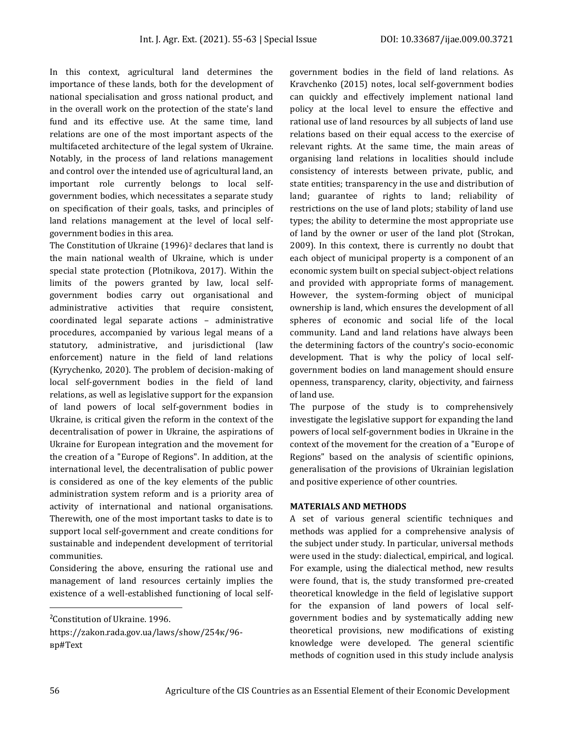In this context, agricultural land determines the importance of these lands, both for the development of national specialisation and gross national product, and in the overall work on the protection of the state's land fund and its effective use. At the same time, land relations are one of the most important aspects of the multifaceted architecture of the legal system of Ukraine. Notably, in the process of land relations management and control over the intended use of agricultural land, an important role currently belongs to local self-government bodies, which necessitates a separate study on specification of their goals, tasks, and principles of land relations management at the level of local self-government bodies in this area.

The Constitution of Ukraine (1996)[2] declares that land is the main national wealth of Ukraine, which is under special state protection (Plotnikova, 2017). Within the limits of the powers granted by law, local self-government bodies carry out organisational and administrative activities that require consistent, coordinated legal separate actions – administrative procedures, accompanied by various legal means of a statutory, administrative, and jurisdictional (law enforcement) nature in the field of land relations (Kyrychenko, 2020). The problem of decision-making of local self-government bodies in the field of land relations, as well as legislative support for the expansion of land powers of local self-government bodies in Ukraine, is critical given the reform in the context of the decentralisation of power in Ukraine, the aspirations of Ukraine for European integration and the movement for the creation of a "Europe of Regions". In addition, at the international level, the decentralisation of public power is considered as one of the key elements of the public administration system reform and is a priority area of activity of international and national organisations. Therewith, one of the most important tasks to date is to support local self-government and create conditions for sustainable and independent development of territorial communities.

Considering the above, ensuring the rational use and management of land resources certainly implies the existence of a well-established functioning of local self-government bodies in the field of land relations. As Kravchenko (2015) notes, local self-government bodies can quickly and effectively implement national land policy at the local level to ensure the effective and rational use of land resources by all subjects of land use relations based on their equal access to the exercise of relevant rights. At the same time, the main areas of organising land relations in localities should include consistency of interests between private, public, and state entities; transparency in the use and distribution of land; guarantee of rights to land; reliability of restrictions on the use of land plots; stability of land use types; the ability to determine the most appropriate use of land by the owner or user of the land plot (Strokan, 2009). In this context, there is currently no doubt that each object of municipal property is a component of an economic system built on special subject-object relations and provided with appropriate forms of management. However, the system-forming object of municipal ownership is land, which ensures the development of all spheres of economic and social life of the local community. Land and land relations have always been the determining factors of the country's socio-economic development. That is why the policy of local self-government bodies on land management should ensure openness, transparency, clarity, objectivity, and fairness of land use.

The purpose of the study is to comprehensively investigate the legislative support for expanding the land powers of local self-government bodies in Ukraine in the context of the movement for the creation of a "Europe of Regions" based on the analysis of scientific opinions, generalisation of the provisions of Ukrainian legislation and positive experience of other countries.

## MATERIALS AND METHODS

A set of various general scientific techniques and methods was applied for a comprehensive analysis of the subject under study. In particular, universal methods were used in the study: dialectical, empirical, and logical. For example, using the dialectical method, new results were found, that is, the study transformed pre-created theoretical knowledge in the field of legislative support for the expansion of land powers of local self-government bodies and by systematically adding new theoretical provisions, new modifications of existing knowledge were developed. The general scientific methods of cognition used in this study include analysis

---

[2] Constitution of Ukraine. 1996. https://zakon.rada.gov.ua/laws/show/254к/96-вр#Text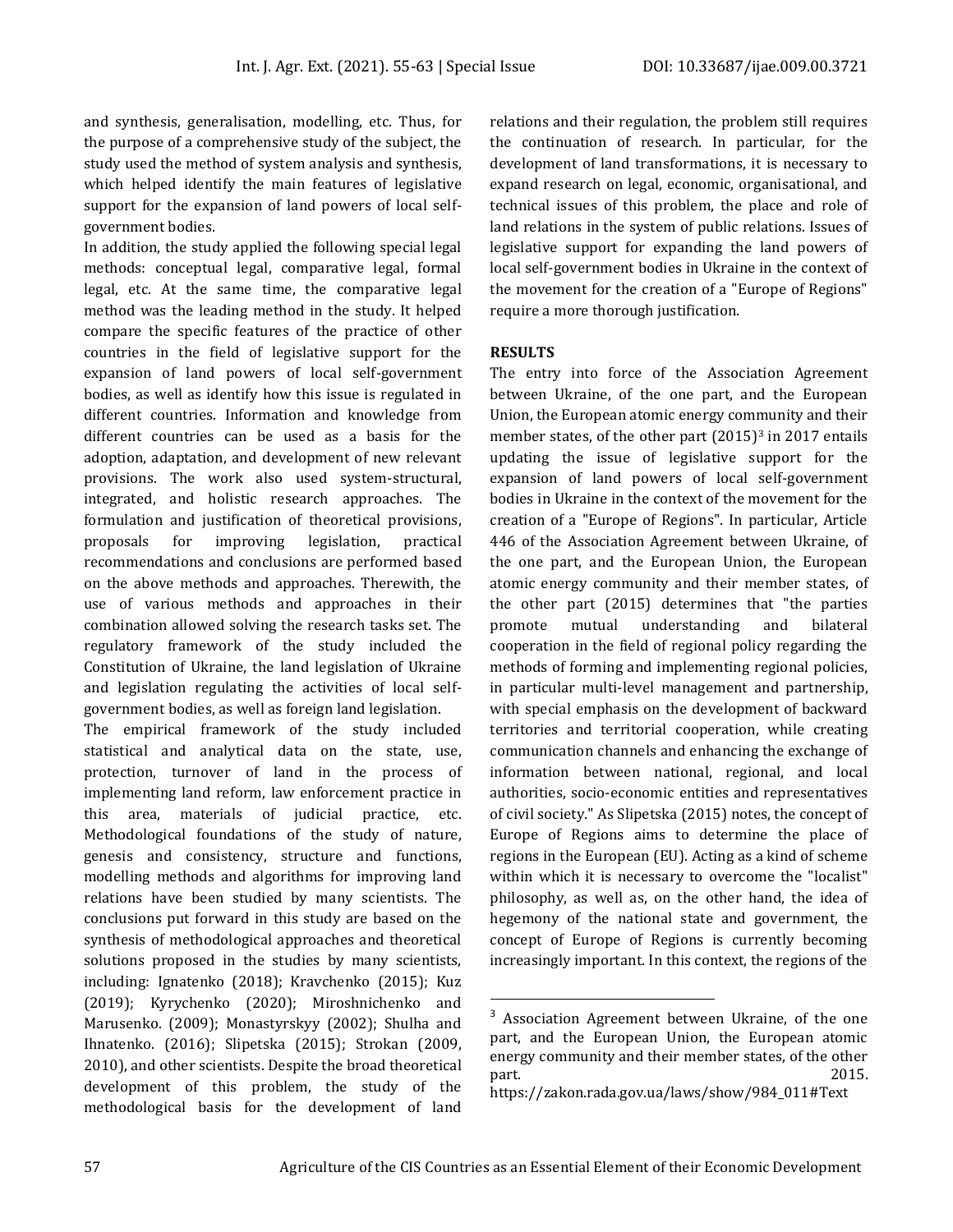and synthesis, generalisation, modelling, etc. Thus, for the purpose of a comprehensive study of the subject, the study used the method of system analysis and synthesis, which helped identify the main features of legislative support for the expansion of land powers of local self-government bodies.

In addition, the study applied the following special legal methods: conceptual legal, comparative legal, formal legal, etc. At the same time, the comparative legal method was the leading method in the study. It helped compare the specific features of the practice of other countries in the field of legislative support for the expansion of land powers of local self-government bodies, as well as identify how this issue is regulated in different countries. Information and knowledge from different countries can be used as a basis for the adoption, adaptation, and development of new relevant provisions. The work also used system-structural, integrated, and holistic research approaches. The formulation and justification of theoretical provisions, proposals for improving legislation, practical recommendations and conclusions are performed based on the above methods and approaches. Therewith, the use of various methods and approaches in their combination allowed solving the research tasks set. The regulatory framework of the study included the Constitution of Ukraine, the land legislation of Ukraine and legislation regulating the activities of local self-government bodies, as well as foreign land legislation.

The empirical framework of the study included statistical and analytical data on the state, use, protection, turnover of land in the process of implementing land reform, law enforcement practice in this area, materials of judicial practice, etc. Methodological foundations of the study of nature, genesis and consistency, structure and functions, modelling methods and algorithms for improving land relations have been studied by many scientists. The conclusions put forward in this study are based on the synthesis of methodological approaches and theoretical solutions proposed in the studies by many scientists, including: Ignatenko (2018); Kravchenko (2015); Kuz (2019); Kyrychenko (2020); Miroshnichenko and Marusenko. (2009); Monastyrskyy (2002); Shulha and Ihnatenko. (2016); Slipetska (2015); Strokan (2009, 2010), and other scientists. Despite the broad theoretical development of this problem, the study of the methodological basis for the development of land relations and their regulation, the problem still requires the continuation of research. In particular, for the development of land transformations, it is necessary to expand research on legal, economic, organisational, and technical issues of this problem, the place and role of land relations in the system of public relations. Issues of legislative support for expanding the land powers of local self-government bodies in Ukraine in the context of the movement for the creation of a "Europe of Regions" require a more thorough justification.

## RESULTS

The entry into force of the Association Agreement between Ukraine, of the one part, and the European Union, the European atomic energy community and their member states, of the other part (2015)[3] in 2017 entails updating the issue of legislative support for the expansion of land powers of local self-government bodies in Ukraine in the context of the movement for the creation of a "Europe of Regions". In particular, Article 446 of the Association Agreement between Ukraine, of the one part, and the European Union, the European atomic energy community and their member states, of the other part (2015) determines that "the parties promote mutual understanding and bilateral cooperation in the field of regional policy regarding the methods of forming and implementing regional policies, in particular multi-level management and partnership, with special emphasis on the development of backward territories and territorial cooperation, while creating communication channels and enhancing the exchange of information between national, regional, and local authorities, socio-economic entities and representatives of civil society." As Slipetska (2015) notes, the concept of Europe of Regions aims to determine the place of regions in the European (EU). Acting as a kind of scheme within which it is necessary to overcome the "localist" philosophy, as well as, on the other hand, the idea of hegemony of the national state and government, the concept of Europe of Regions is currently becoming increasingly important. In this context, the regions of the

[3] Association Agreement between Ukraine, of the one part, and the European Union, the European atomic energy community and their member states, of the other part. 2015. https://zakon.rada.gov.ua/laws/show/984_011#Text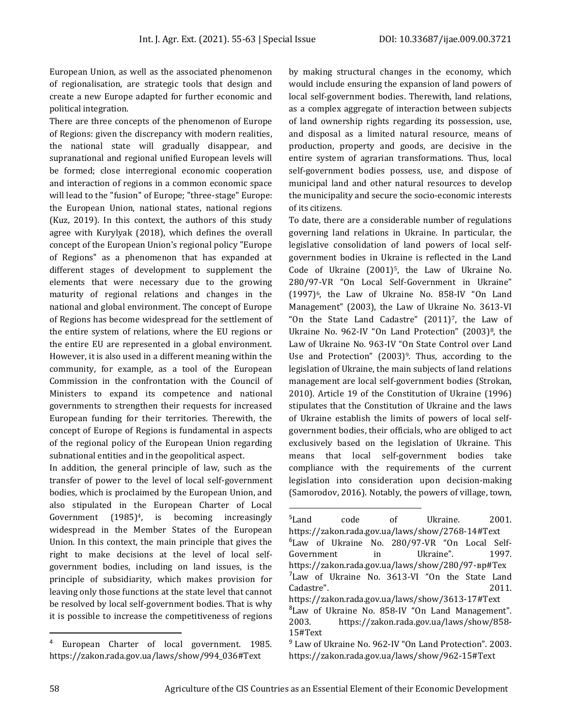European Union, as well as the associated phenomenon of regionalisation, are strategic tools that design and create a new Europe adapted for further economic and political integration.

There are three concepts of the phenomenon of Europe of Regions: given the discrepancy with modern realities, the national state will gradually disappear, and supranational and regional unified European levels will be formed; close interregional economic cooperation and interaction of regions in a common economic space will lead to the "fusion" of Europe; "three-stage" Europe: the European Union, national states, national regions (Kuz, 2019). In this context, the authors of this study agree with Kurylyak (2018), which defines the overall concept of the European Union's regional policy "Europe of Regions" as a phenomenon that has expanded at different stages of development to supplement the elements that were necessary due to the growing maturity of regional relations and changes in the national and global environment. The concept of Europe of Regions has become widespread for the settlement of the entire system of relations, where the EU regions or the entire EU are represented in a global environment. However, it is also used in a different meaning within the community, for example, as a tool of the European Commission in the confrontation with the Council of Ministers to expand its competence and national governments to strengthen their requests for increased European funding for their territories. Therewith, the concept of Europe of Regions is fundamental in aspects of the regional policy of the European Union regarding subnational entities and in the geopolitical aspect.

In addition, the general principle of law, such as the transfer of power to the level of local self-government bodies, which is proclaimed by the European Union, and also stipulated in the European Charter of Local Government (1985)[4], is becoming increasingly widespread in the Member States of the European Union. In this context, the main principle that gives the right to make decisions at the level of local self-government bodies, including on land issues, is the principle of subsidiarity, which makes provision for leaving only those functions at the state level that cannot be resolved by local self-government bodies. That is why it is possible to increase the competitiveness of regions by making structural changes in the economy, which would include ensuring the expansion of land powers of local self-government bodies. Therewith, land relations, as a complex aggregate of interaction between subjects of land ownership rights regarding its possession, use, and disposal as a limited natural resource, means of production, property and goods, are decisive in the entire system of agrarian transformations. Thus, local self-government bodies possess, use, and dispose of municipal land and other natural resources to develop the municipality and secure the socio-economic interests of its citizens.

To date, there are a considerable number of regulations governing land relations in Ukraine. In particular, the legislative consolidation of land powers of local self-government bodies in Ukraine is reflected in the Land Code of Ukraine (2001)[5], the Law of Ukraine No. 280/97-VR "On Local Self-Government in Ukraine" (1997)[6], the Law of Ukraine No. 858-IV "On Land Management" (2003), the Law of Ukraine No. 3613-VI "On the State Land Cadastre" (2011)[7], the Law of Ukraine No. 962-IV "On Land Protection" (2003)[8], the Law of Ukraine No. 963-IV "On State Control over Land Use and Protection" (2003)[9]. Thus, according to the legislation of Ukraine, the main subjects of land relations management are local self-government bodies (Strokan, 2010). Article 19 of the Constitution of Ukraine (1996) stipulates that the Constitution of Ukraine and the laws of Ukraine establish the limits of powers of local self-government bodies, their officials, who are obliged to act exclusively based on the legislation of Ukraine. This means that local self-government bodies take compliance with the requirements of the current legislation into consideration upon decision-making (Samorodov, 2016). Notably, the powers of village, town,

---

[4] European Charter of local government. 1985. https://zakon.rada.gov.ua/laws/show/994_036#Text

[5] Land code of Ukraine. 2001. https://zakon.rada.gov.ua/laws/show/2768-14#Text

[6] Law of Ukraine No. 280/97-VR "On Local Self-Government in Ukraine". 1997. https://zakon.rada.gov.ua/laws/show/280/97-вр#Tex

[7] Law of Ukraine No. 3613-VI "On the State Land Cadastre". 2011. https://zakon.rada.gov.ua/laws/show/3613-17#Text

[8] Law of Ukraine No. 858-IV "On Land Management". 2003. https://zakon.rada.gov.ua/laws/show/858-15#Text

[9] Law of Ukraine No. 962-IV "On Land Protection". 2003. https://zakon.rada.gov.ua/laws/show/962-15#Text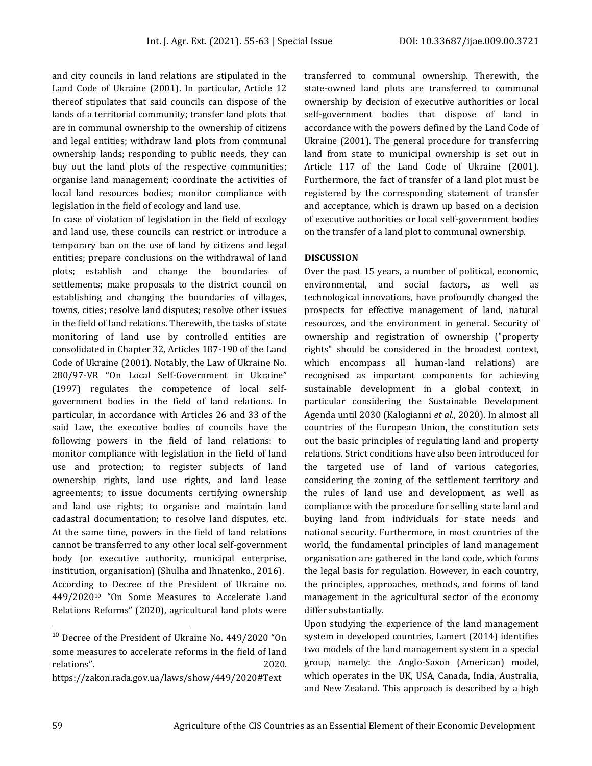and city councils in land relations are stipulated in the Land Code of Ukraine (2001). In particular, Article 12 thereof stipulates that said councils can dispose of the lands of a territorial community; transfer land plots that are in communal ownership to the ownership of citizens and legal entities; withdraw land plots from communal ownership lands; responding to public needs, they can buy out the land plots of the respective communities; organise land management; coordinate the activities of local land resources bodies; monitor compliance with legislation in the field of ecology and land use.

In case of violation of legislation in the field of ecology and land use, these councils can restrict or introduce a temporary ban on the use of land by citizens and legal entities; prepare conclusions on the withdrawal of land plots; establish and change the boundaries of settlements; make proposals to the district council on establishing and changing the boundaries of villages, towns, cities; resolve land disputes; resolve other issues in the field of land relations. Therewith, the tasks of state monitoring of land use by controlled entities are consolidated in Chapter 32, Articles 187-190 of the Land Code of Ukraine (2001). Notably, the Law of Ukraine No. 280/97-VR "On Local Self-Government in Ukraine" (1997) regulates the competence of local self-government bodies in the field of land relations. In particular, in accordance with Articles 26 and 33 of the said Law, the executive bodies of councils have the following powers in the field of land relations: to monitor compliance with legislation in the field of land use and protection; to register subjects of land ownership rights, land use rights, and land lease agreements; to issue documents certifying ownership and land use rights; to organise and maintain land cadastral documentation; to resolve land disputes, etc. At the same time, powers in the field of land relations cannot be transferred to any other local self-government body (or executive authority, municipal enterprise, institution, organisation) (Shulha and Ihnatenko., 2016).

According to Decree of the President of Ukraine no. 449/2020[10] "On Some Measures to Accelerate Land Relations Reforms" (2020), agricultural land plots were transferred to communal ownership. Therewith, the state-owned land plots are transferred to communal ownership by decision of executive authorities or local self-government bodies that dispose of land in accordance with the powers defined by the Land Code of Ukraine (2001). The general procedure for transferring land from state to municipal ownership is set out in Article 117 of the Land Code of Ukraine (2001). Furthermore, the fact of transfer of a land plot must be registered by the corresponding statement of transfer and acceptance, which is drawn up based on a decision of executive authorities or local self-government bodies on the transfer of a land plot to communal ownership.

## DISCUSSION

Over the past 15 years, a number of political, economic, environmental, and social factors, as well as technological innovations, have profoundly changed the prospects for effective management of land, natural resources, and the environment in general. Security of ownership and registration of ownership ("property rights" should be considered in the broadest context, which encompass all human-land relations) are recognised as important components for achieving sustainable development in a global context, in particular considering the Sustainable Development Agenda until 2030 (Kalogianni *et al.*, 2020). In almost all countries of the European Union, the constitution sets out the basic principles of regulating land and property relations. Strict conditions have also been introduced for the targeted use of land of various categories, considering the zoning of the settlement territory and the rules of land use and development, as well as compliance with the procedure for selling state land and buying land from individuals for state needs and national security. Furthermore, in most countries of the world, the fundamental principles of land management organisation are gathered in the land code, which forms the legal basis for regulation. However, in each country, the principles, approaches, methods, and forms of land management in the agricultural sector of the economy differ substantially.

Upon studying the experience of the land management system in developed countries, Lamert (2014) identifies two models of the land management system in a special group, namely: the Anglo-Saxon (American) model, which operates in the UK, USA, Canada, India, Australia, and New Zealand. This approach is described by a high

---

[10] Decree of the President of Ukraine No. 449/2020 "On some measures to accelerate reforms in the field of land relations". 2020. https://zakon.rada.gov.ua/laws/show/449/2020#Text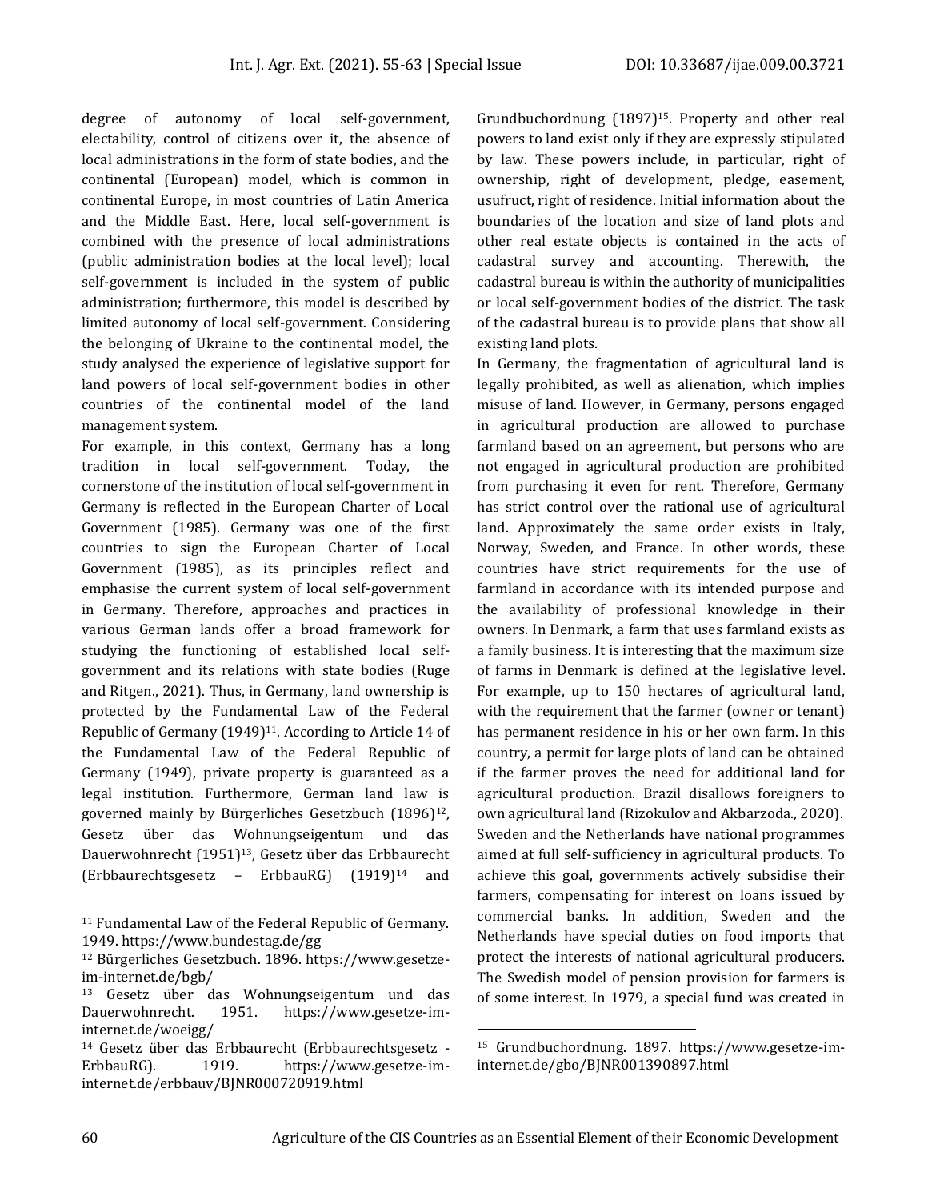degree of autonomy of local self-government, electability, control of citizens over it, the absence of local administrations in the form of state bodies, and the continental (European) model, which is common in continental Europe, in most countries of Latin America and the Middle East. Here, local self-government is combined with the presence of local administrations (public administration bodies at the local level); local self-government is included in the system of public administration; furthermore, this model is described by limited autonomy of local self-government. Considering the belonging of Ukraine to the continental model, the study analysed the experience of legislative support for land powers of local self-government bodies in other countries of the continental model of the land management system.

For example, in this context, Germany has a long tradition in local self-government. Today, the cornerstone of the institution of local self-government in Germany is reflected in the European Charter of Local Government (1985). Germany was one of the first countries to sign the European Charter of Local Government (1985), as its principles reflect and emphasise the current system of local self-government in Germany. Therefore, approaches and practices in various German lands offer a broad framework for studying the functioning of established local self-government and its relations with state bodies (Ruge and Ritgen., 2021). Thus, in Germany, land ownership is protected by the Fundamental Law of the Federal Republic of Germany (1949)[11]. According to Article 14 of the Fundamental Law of the Federal Republic of Germany (1949), private property is guaranteed as a legal institution. Furthermore, German land law is governed mainly by Bürgerliches Gesetzbuch (1896)[12], Gesetz über das Wohnungseigentum und das Dauerwohnrecht (1951)[13], Gesetz über das Erbbaurecht (Erbbaurechtsgesetz – ErbbauRG) (1919)[14] and Grundbuchordnung (1897)[15]. Property and other real powers to land exist only if they are expressly stipulated by law. These powers include, in particular, right of ownership, right of development, pledge, easement, usufruct, right of residence. Initial information about the boundaries of the location and size of land plots and other real estate objects is contained in the acts of cadastral survey and accounting. Therewith, the cadastral bureau is within the authority of municipalities or local self-government bodies of the district. The task of the cadastral bureau is to provide plans that show all existing land plots.

In Germany, the fragmentation of agricultural land is legally prohibited, as well as alienation, which implies misuse of land. However, in Germany, persons engaged in agricultural production are allowed to purchase farmland based on an agreement, but persons who are not engaged in agricultural production are prohibited from purchasing it even for rent. Therefore, Germany has strict control over the rational use of agricultural land. Approximately the same order exists in Italy, Norway, Sweden, and France. In other words, these countries have strict requirements for the use of farmland in accordance with its intended purpose and the availability of professional knowledge in their owners. In Denmark, a farm that uses farmland exists as a family business. It is interesting that the maximum size of farms in Denmark is defined at the legislative level. For example, up to 150 hectares of agricultural land, with the requirement that the farmer (owner or tenant) has permanent residence in his or her own farm. In this country, a permit for large plots of land can be obtained if the farmer proves the need for additional land for agricultural production. Brazil disallows foreigners to own agricultural land (Rizokulov and Akbarzoda., 2020). Sweden and the Netherlands have national programmes aimed at full self-sufficiency in agricultural products. To achieve this goal, governments actively subsidise their farmers, compensating for interest on loans issued by commercial banks. In addition, Sweden and the Netherlands have special duties on food imports that protect the interests of national agricultural producers. The Swedish model of pension provision for farmers is of some interest. In 1979, a special fund was created in

---

[11] Fundamental Law of the Federal Republic of Germany. 1949. https://www.bundestag.de/gg

[12] Bürgerliches Gesetzbuch. 1896. https://www.gesetze-im-internet.de/bgb/

[13] Gesetz über das Wohnungseigentum und das Dauerwohnrecht. 1951. https://www.gesetze-im-internet.de/woeigg/

[14] Gesetz über das Erbbaurecht (Erbbaurechtsgesetz - ErbbauRG). 1919. https://www.gesetze-im-internet.de/erbbauv/BJNR000720919.html

[15] Grundbuchordnung. 1897. https://www.gesetze-im-internet.de/gbo/BJNR001390897.html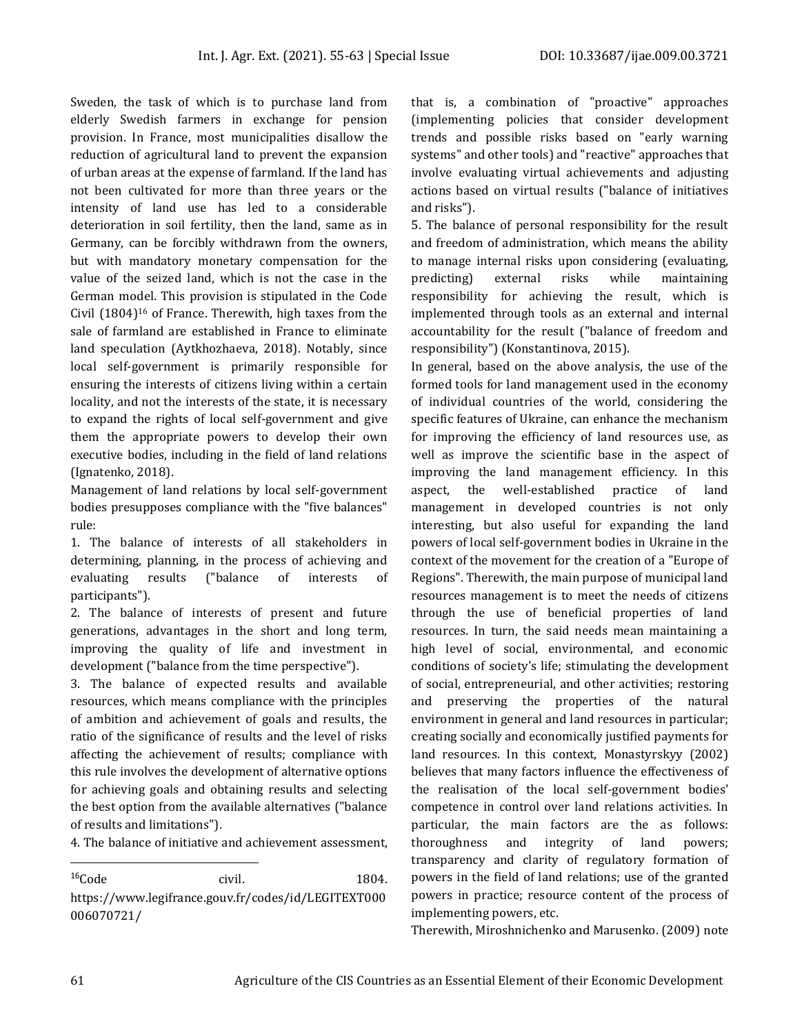Sweden, the task of which is to purchase land from elderly Swedish farmers in exchange for pension provision. In France, most municipalities disallow the reduction of agricultural land to prevent the expansion of urban areas at the expense of farmland. If the land has not been cultivated for more than three years or the intensity of land use has led to a considerable deterioration in soil fertility, then the land, same as in Germany, can be forcibly withdrawn from the owners, but with mandatory monetary compensation for the value of the seized land, which is not the case in the German model. This provision is stipulated in the Code Civil (1804)[16] of France. Therewith, high taxes from the sale of farmland are established in France to eliminate land speculation (Aytkhozhaeva, 2018). Notably, since local self-government is primarily responsible for ensuring the interests of citizens living within a certain locality, and not the interests of the state, it is necessary to expand the rights of local self-government and give them the appropriate powers to develop their own executive bodies, including in the field of land relations (Ignatenko, 2018).

Management of land relations by local self-government bodies presupposes compliance with the "five balances" rule:

1. The balance of interests of all stakeholders in determining, planning, in the process of achieving and evaluating results ("balance of interests of participants").
2. The balance of interests of present and future generations, advantages in the short and long term, improving the quality of life and investment in development ("balance from the time perspective").
3. The balance of expected results and available resources, which means compliance with the principles of ambition and achievement of goals and results, the ratio of the significance of results and the level of risks affecting the achievement of results; compliance with this rule involves the development of alternative options for achieving goals and obtaining results and selecting the best option from the available alternatives ("balance of results and limitations").
4. The balance of initiative and achievement assessment, that is, a combination of "proactive" approaches (implementing policies that consider development trends and possible risks based on "early warning systems" and other tools) and "reactive" approaches that involve evaluating virtual achievements and adjusting actions based on virtual results ("balance of initiatives and risks").
5. The balance of personal responsibility for the result and freedom of administration, which means the ability to manage internal risks upon considering (evaluating, predicting) external risks while maintaining responsibility for achieving the result, which is implemented through tools as an external and internal accountability for the result ("balance of freedom and responsibility") (Konstantinova, 2015).

In general, based on the above analysis, the use of the formed tools for land management used in the economy of individual countries of the world, considering the specific features of Ukraine, can enhance the mechanism for improving the efficiency of land resources use, as well as improve the scientific base in the aspect of improving the land management efficiency. In this aspect, the well-established practice of land management in developed countries is not only interesting, but also useful for expanding the land powers of local self-government bodies in Ukraine in the context of the movement for the creation of a "Europe of Regions". Therewith, the main purpose of municipal land resources management is to meet the needs of citizens through the use of beneficial properties of land resources. In turn, the said needs mean maintaining a high level of social, environmental, and economic conditions of society's life; stimulating the development of social, entrepreneurial, and other activities; restoring and preserving the properties of the natural environment in general and land resources in particular; creating socially and economically justified payments for land resources. In this context, Monastyrskyy (2002) believes that many factors influence the effectiveness of the realisation of the local self-government bodies' competence in control over land relations activities. In particular, the main factors are the as follows: thoroughness and integrity of land powers; transparency and clarity of regulatory formation of powers in the field of land relations; use of the granted powers in practice; resource content of the process of implementing powers, etc.

Therewith, Miroshnichenko and Marusenko. (2009) note

---

[16] Code civil. 1804. https://www.legifrance.gouv.fr/codes/id/LEGITEXT000006070721/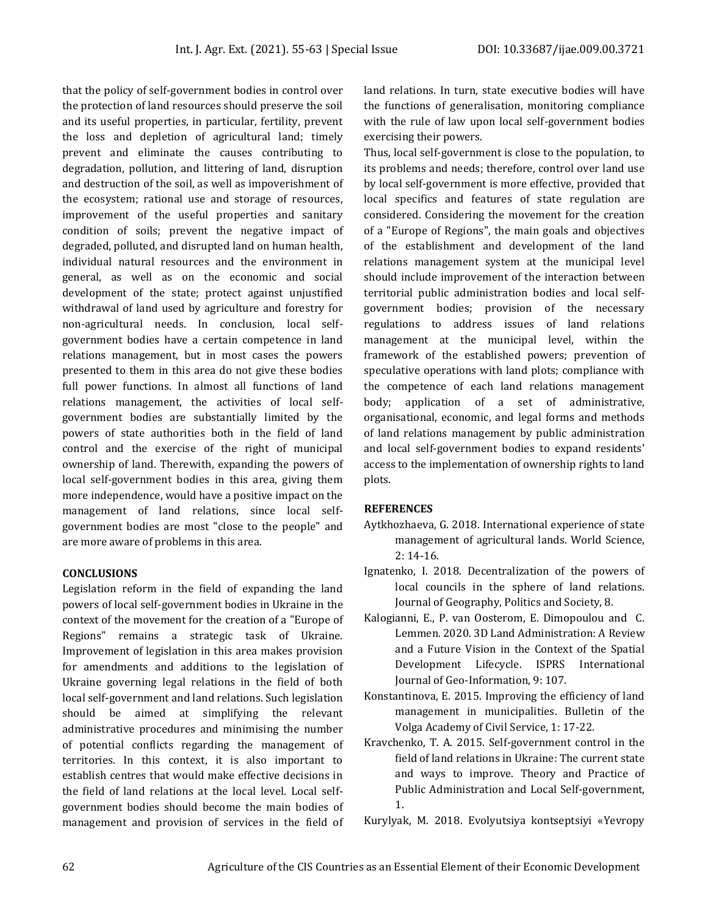that the policy of self-government bodies in control over the protection of land resources should preserve the soil and its useful properties, in particular, fertility, prevent the loss and depletion of agricultural land; timely prevent and eliminate the causes contributing to degradation, pollution, and littering of land, disruption and destruction of the soil, as well as impoverishment of the ecosystem; rational use and storage of resources, improvement of the useful properties and sanitary condition of soils; prevent the negative impact of degraded, polluted, and disrupted land on human health, individual natural resources and the environment in general, as well as on the economic and social development of the state; protect against unjustified withdrawal of land used by agriculture and forestry for non-agricultural needs. In conclusion, local self-government bodies have a certain competence in land relations management, but in most cases the powers presented to them in this area do not give these bodies full power functions. In almost all functions of land relations management, the activities of local self-government bodies are substantially limited by the powers of state authorities both in the field of land control and the exercise of the right of municipal ownership of land. Therewith, expanding the powers of local self-government bodies in this area, giving them more independence, would have a positive impact on the management of land relations, since local self-government bodies are most "close to the people" and are more aware of problems in this area.

## CONCLUSIONS

Legislation reform in the field of expanding the land powers of local self-government bodies in Ukraine in the context of the movement for the creation of a "Europe of Regions" remains a strategic task of Ukraine. Improvement of legislation in this area makes provision for amendments and additions to the legislation of Ukraine governing legal relations in the field of both local self-government and land relations. Such legislation should be aimed at simplifying the relevant administrative procedures and minimising the number of potential conflicts regarding the management of territories. In this context, it is also important to establish centres that would make effective decisions in the field of land relations at the local level. Local self-government bodies should become the main bodies of management and provision of services in the field of land relations. In turn, state executive bodies will have the functions of generalisation, monitoring compliance with the rule of law upon local self-government bodies exercising their powers.

Thus, local self-government is close to the population, to its problems and needs; therefore, control over land use by local self-government is more effective, provided that local specifics and features of state regulation are considered. Considering the movement for the creation of a "Europe of Regions", the main goals and objectives of the establishment and development of the land relations management system at the municipal level should include improvement of the interaction between territorial public administration bodies and local self-government bodies; provision of the necessary regulations to address issues of land relations management at the municipal level, within the framework of the established powers; prevention of speculative operations with land plots; compliance with the competence of each land relations management body; application of a set of administrative, organisational, economic, and legal forms and methods of land relations management by public administration and local self-government bodies to expand residents' access to the implementation of ownership rights to land plots.

## REFERENCES

Aytkhozhaeva, G. 2018. International experience of state management of agricultural lands. World Science, 2: 14-16.

Ignatenko, I. 2018. Decentralization of the powers of local councils in the sphere of land relations. Journal of Geography, Politics and Society, 8.

Kalogianni, E., P. van Oosterom, E. Dimopoulou and C. Lemmen. 2020. 3D Land Administration: A Review and a Future Vision in the Context of the Spatial Development Lifecycle. ISPRS International Journal of Geo-Information, 9: 107.

Konstantinova, E. 2015. Improving the efficiency of land management in municipalities. Bulletin of the Volga Academy of Civil Service, 1: 17-22.

Kravchenko, T. A. 2015. Self-government control in the field of land relations in Ukraine: The current state and ways to improve. Theory and Practice of Public Administration and Local Self-government, 1.

Kurylyak, M. 2018. Evolyutsiya kontseptsiyi «Yevropy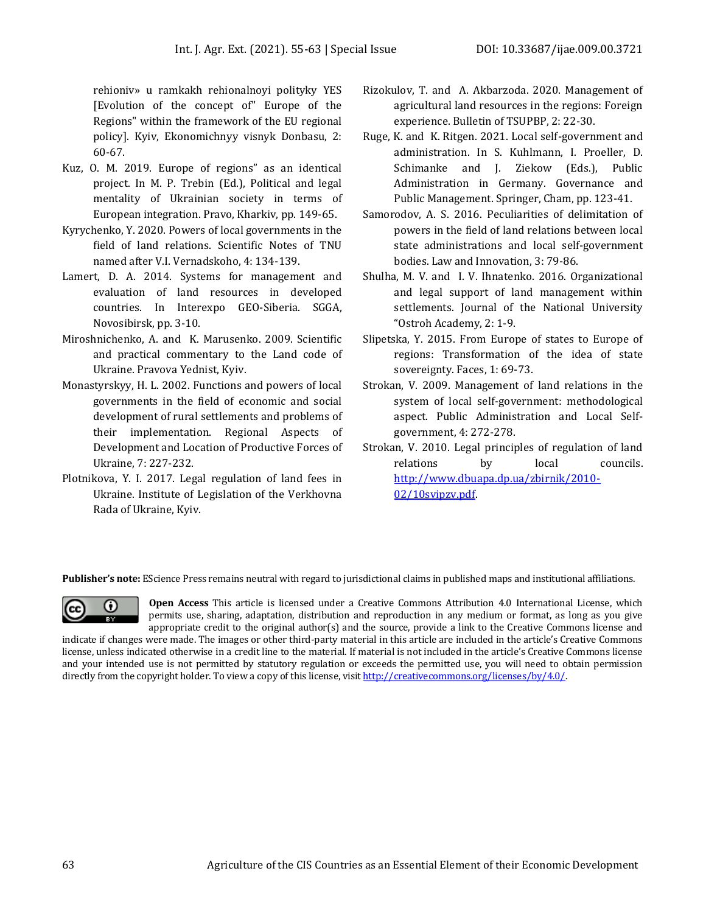rehioniv» u ramkakh rehionalnoyi polityky YES [Evolution of the concept of" Europe of the Regions" within the framework of the EU regional policy]. Kyiv, Ekonomichnyy visnyk Donbasu, 2: 60-67.

Kuz, O. M. 2019. Europe of regions" as an identical project. In M. P. Trebin (Ed.), Political and legal mentality of Ukrainian society in terms of European integration. Pravo, Kharkiv, pp. 149-65.

Kyrychenko, Y. 2020. Powers of local governments in the field of land relations. Scientific Notes of TNU named after V.I. Vernadskoho, 4: 134-139.

Lamert, D. A. 2014. Systems for management and evaluation of land resources in developed countries. In Interexpo GEO-Siberia. SGGA, Novosibirsk, pp. 3-10.

Miroshnichenko, A. and K. Marusenko. 2009. Scientific and practical commentary to the Land code of Ukraine. Pravova Yednist, Kyiv.

Monastyrskyy, H. L. 2002. Functions and powers of local governments in the field of economic and social development of rural settlements and problems of their implementation. Regional Aspects of Development and Location of Productive Forces of Ukraine, 7: 227-232.

Plotnikova, Y. I. 2017. Legal regulation of land fees in Ukraine. Institute of Legislation of the Verkhovna Rada of Ukraine, Kyiv.

Rizokulov, T. and A. Akbarzoda. 2020. Management of agricultural land resources in the regions: Foreign experience. Bulletin of TSUPBP, 2: 22-30.

Ruge, K. and K. Ritgen. 2021. Local self-government and administration. In S. Kuhlmann, I. Proeller, D. Schimanke and J. Ziekow (Eds.), Public Administration in Germany. Governance and Public Management. Springer, Cham, pp. 123-41.

Samorodov, A. S. 2016. Peculiarities of delimitation of powers in the field of land relations between local state administrations and local self-government bodies. Law and Innovation, 3: 79-86.

Shulha, M. V. and I. V. Ihnatenko. 2016. Organizational and legal support of land management within settlements. Journal of the National University "Ostroh Academy, 2: 1-9.

Slipetska, Y. 2015. From Europe of states to Europe of regions: Transformation of the idea of state sovereignty. Faces, 1: 69-73.

Strokan, V. 2009. Management of land relations in the system of local self-government: methodological aspect. Public Administration and Local Self-government, 4: 272-278.

Strokan, V. 2010. Legal principles of regulation of land relations by local councils. http://www.dbuapa.dp.ua/zbirnik/2010-02/10svipzv.pdf.

**Publisher's note:** EScience Press remains neutral with regard to jurisdictional claims in published maps and institutional affiliations.

**Open Access** This article is licensed under a Creative Commons Attribution 4.0 International License, which permits use, sharing, adaptation, distribution and reproduction in any medium or format, as long as you give appropriate credit to the original author(s) and the source, provide a link to the Creative Commons license and indicate if changes were made. The images or other third-party material in this article are included in the article's Creative Commons license, unless indicated otherwise in a credit line to the material. If material is not included in the article's Creative Commons license and your intended use is not permitted by statutory regulation or exceeds the permitted use, you will need to obtain permission directly from the copyright holder. To view a copy of this license, visit http://creativecommons.org/licenses/by/4.0/.